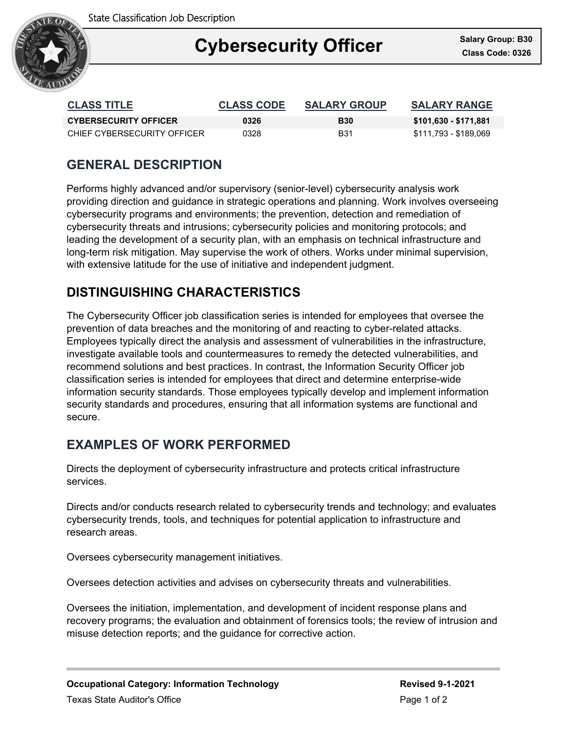State Classification Job Description

# Cybersecurity Officer

**Salary Group: B30**
**Class Code: 0326**

| CLASS TITLE | CLASS CODE | SALARY GROUP | SALARY RANGE |
|---|---|---|---|
| **CYBERSECURITY OFFICER** | **0326** | **B30** | **$101,630 - $171,881** |
| CHIEF CYBERSECURITY OFFICER | 0328 | B31 | $111,793 - $189,069 |

## GENERAL DESCRIPTION

Performs highly advanced and/or supervisory (senior-level) cybersecurity analysis work providing direction and guidance in strategic operations and planning. Work involves overseeing cybersecurity programs and environments; the prevention, detection and remediation of cybersecurity threats and intrusions; cybersecurity policies and monitoring protocols; and leading the development of a security plan, with an emphasis on technical infrastructure and long-term risk mitigation. May supervise the work of others. Works under minimal supervision, with extensive latitude for the use of initiative and independent judgment.

## DISTINGUISHING CHARACTERISTICS

The Cybersecurity Officer job classification series is intended for employees that oversee the prevention of data breaches and the monitoring of and reacting to cyber-related attacks. Employees typically direct the analysis and assessment of vulnerabilities in the infrastructure, investigate available tools and countermeasures to remedy the detected vulnerabilities, and recommend solutions and best practices. In contrast, the Information Security Officer job classification series is intended for employees that direct and determine enterprise-wide information security standards. Those employees typically develop and implement information security standards and procedures, ensuring that all information systems are functional and secure.

## EXAMPLES OF WORK PERFORMED

Directs the deployment of cybersecurity infrastructure and protects critical infrastructure services.

Directs and/or conducts research related to cybersecurity trends and technology; and evaluates cybersecurity trends, tools, and techniques for potential application to infrastructure and research areas.

Oversees cybersecurity management initiatives.

Oversees detection activities and advises on cybersecurity threats and vulnerabilities.

Oversees the initiation, implementation, and development of incident response plans and recovery programs; the evaluation and obtainment of forensics tools; the review of intrusion and misuse detection reports; and the guidance for corrective action.

**Occupational Category: Information Technology**

**Revised 9-1-2021**

Texas State Auditor's Office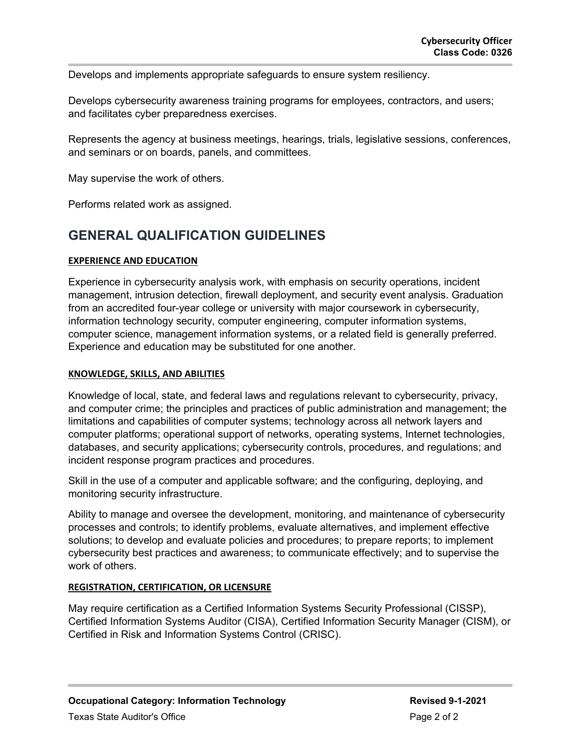Develops and implements appropriate safeguards to ensure system resiliency.

Develops cybersecurity awareness training programs for employees, contractors, and users; and facilitates cyber preparedness exercises.

Represents the agency at business meetings, hearings, trials, legislative sessions, conferences, and seminars or on boards, panels, and committees.

May supervise the work of others.

Performs related work as assigned.

## GENERAL QUALIFICATION GUIDELINES

### EXPERIENCE AND EDUCATION

Experience in cybersecurity analysis work, with emphasis on security operations, incident management, intrusion detection, firewall deployment, and security event analysis. Graduation from an accredited four-year college or university with major coursework in cybersecurity, information technology security, computer engineering, computer information systems, computer science, management information systems, or a related field is generally preferred. Experience and education may be substituted for one another.

### KNOWLEDGE, SKILLS, AND ABILITIES

Knowledge of local, state, and federal laws and regulations relevant to cybersecurity, privacy, and computer crime; the principles and practices of public administration and management; the limitations and capabilities of computer systems; technology across all network layers and computer platforms; operational support of networks, operating systems, Internet technologies, databases, and security applications; cybersecurity controls, procedures, and regulations; and incident response program practices and procedures.

Skill in the use of a computer and applicable software; and the configuring, deploying, and monitoring security infrastructure.

Ability to manage and oversee the development, monitoring, and maintenance of cybersecurity processes and controls; to identify problems, evaluate alternatives, and implement effective solutions; to develop and evaluate policies and procedures; to prepare reports; to implement cybersecurity best practices and awareness; to communicate effectively; and to supervise the work of others.

### REGISTRATION, CERTIFICATION, OR LICENSURE

May require certification as a Certified Information Systems Security Professional (CISSP), Certified Information Systems Auditor (CISA), Certified Information Security Manager (CISM), or Certified in Risk and Information Systems Control (CRISC).